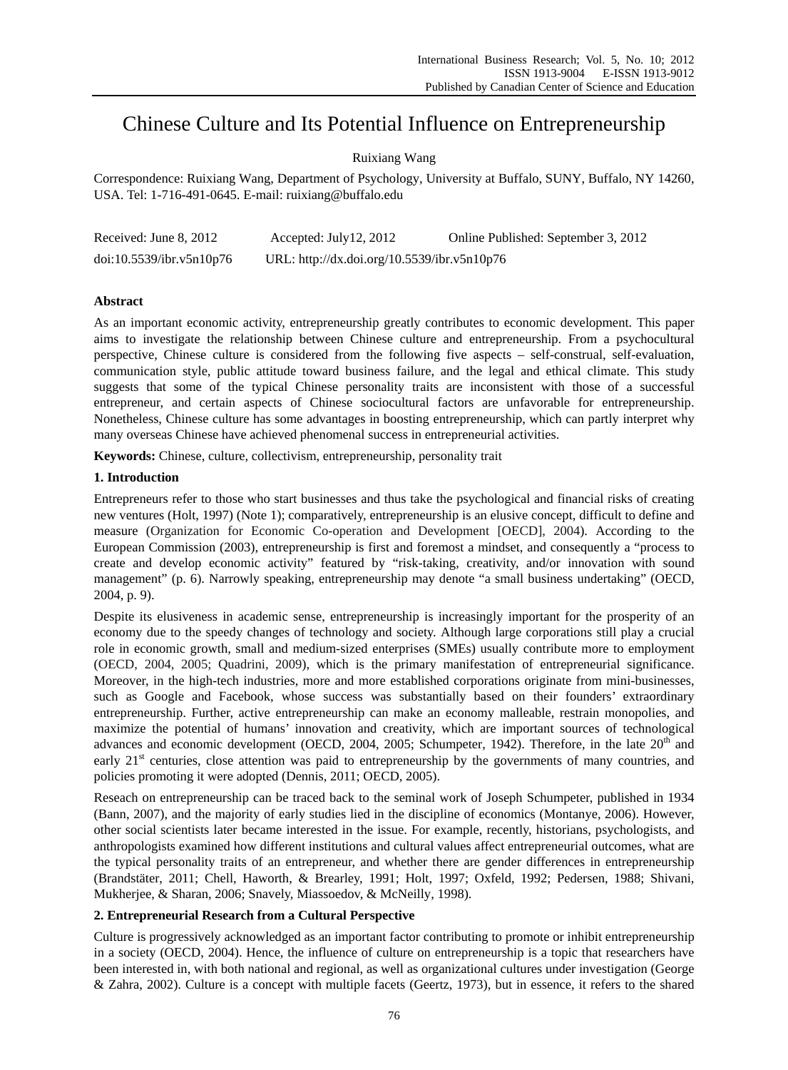# Chinese Culture and Its Potential Influence on Entrepreneurship

Ruixiang Wang

Correspondence: Ruixiang Wang, Department of Psychology, University at Buffalo, SUNY, Buffalo, NY 14260, USA. Tel: 1-716-491-0645. E-mail: ruixiang@buffalo.edu

Received: June 8, 2012    Accepted: July12, 2012    Online Published: September 3, 2012

doi:10.5539/ibr.v5n10p76    URL: http://dx.doi.org/10.5539/ibr.v5n10p76

**Abstract**

As an important economic activity, entrepreneurship greatly contributes to economic development. This paper aims to investigate the relationship between Chinese culture and entrepreneurship. From a psychocultural perspective, Chinese culture is considered from the following five aspects – self-construal, self-evaluation, communication style, public attitude toward business failure, and the legal and ethical climate. This study suggests that some of the typical Chinese personality traits are inconsistent with those of a successful entrepreneur, and certain aspects of Chinese sociocultural factors are unfavorable for entrepreneurship. Nonetheless, Chinese culture has some advantages in boosting entrepreneurship, which can partly interpret why many overseas Chinese have achieved phenomenal success in entrepreneurial activities.

**Keywords:** Chinese, culture, collectivism, entrepreneurship, personality trait

## 1. Introduction

Entrepreneurs refer to those who start businesses and thus take the psychological and financial risks of creating new ventures (Holt, 1997) (Note 1); comparatively, entrepreneurship is an elusive concept, difficult to define and measure (Organization for Economic Co-operation and Development [OECD], 2004). According to the European Commission (2003), entrepreneurship is first and foremost a mindset, and consequently a "process to create and develop economic activity" featured by "risk-taking, creativity, and/or innovation with sound management" (p. 6). Narrowly speaking, entrepreneurship may denote "a small business undertaking" (OECD, 2004, p. 9).

Despite its elusiveness in academic sense, entrepreneurship is increasingly important for the prosperity of an economy due to the speedy changes of technology and society. Although large corporations still play a crucial role in economic growth, small and medium-sized enterprises (SMEs) usually contribute more to employment (OECD, 2004, 2005; Quadrini, 2009), which is the primary manifestation of entrepreneurial significance. Moreover, in the high-tech industries, more and more established corporations originate from mini-businesses, such as Google and Facebook, whose success was substantially based on their founders' extraordinary entrepreneurship. Further, active entrepreneurship can make an economy malleable, restrain monopolies, and maximize the potential of humans' innovation and creativity, which are important sources of technological advances and economic development (OECD, 2004, 2005; Schumpeter, 1942). Therefore, in the late 20th and early 21st centuries, close attention was paid to entrepreneurship by the governments of many countries, and policies promoting it were adopted (Dennis, 2011; OECD, 2005).

Reseach on entrepreneurship can be traced back to the seminal work of Joseph Schumpeter, published in 1934 (Bann, 2007), and the majority of early studies lied in the discipline of economics (Montanye, 2006). However, other social scientists later became interested in the issue. For example, recently, historians, psychologists, and anthropologists examined how different institutions and cultural values affect entrepreneurial outcomes, what are the typical personality traits of an entrepreneur, and whether there are gender differences in entrepreneurship (Brandstäter, 2011; Chell, Haworth, & Brearley, 1991; Holt, 1997; Oxfeld, 1992; Pedersen, 1988; Shivani, Mukherjee, & Sharan, 2006; Snavely, Miassoedov, & McNeilly, 1998).

## 2. Entrepreneurial Research from a Cultural Perspective

Culture is progressively acknowledged as an important factor contributing to promote or inhibit entrepreneurship in a society (OECD, 2004). Hence, the influence of culture on entrepreneurship is a topic that researchers have been interested in, with both national and regional, as well as organizational cultures under investigation (George & Zahra, 2002). Culture is a concept with multiple facets (Geertz, 1973), but in essence, it refers to the shared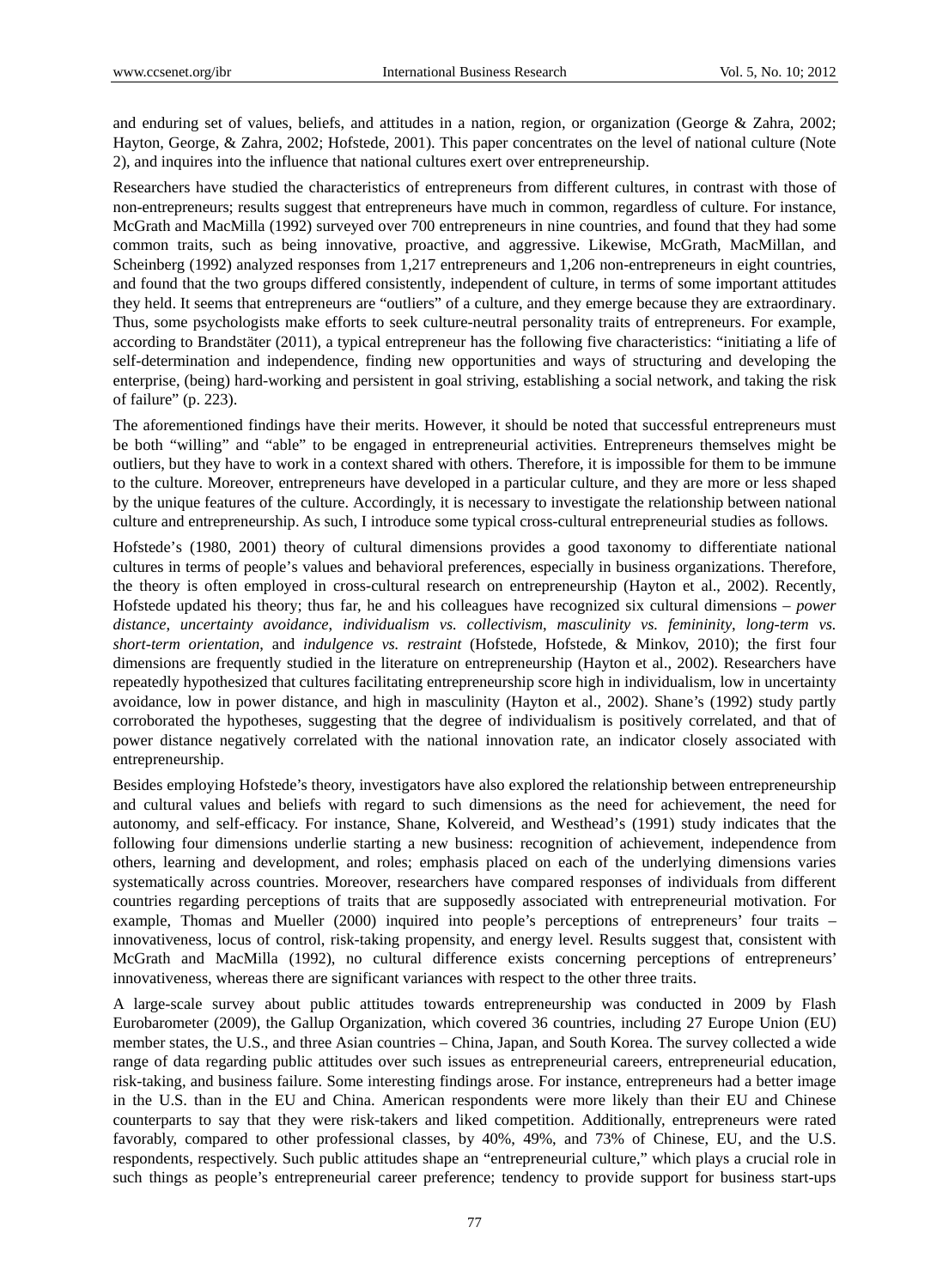and enduring set of values, beliefs, and attitudes in a nation, region, or organization (George & Zahra, 2002; Hayton, George, & Zahra, 2002; Hofstede, 2001). This paper concentrates on the level of national culture (Note 2), and inquires into the influence that national cultures exert over entrepreneurship.

Researchers have studied the characteristics of entrepreneurs from different cultures, in contrast with those of non-entrepreneurs; results suggest that entrepreneurs have much in common, regardless of culture. For instance, McGrath and MacMilla (1992) surveyed over 700 entrepreneurs in nine countries, and found that they had some common traits, such as being innovative, proactive, and aggressive. Likewise, McGrath, MacMillan, and Scheinberg (1992) analyzed responses from 1,217 entrepreneurs and 1,206 non-entrepreneurs in eight countries, and found that the two groups differed consistently, independent of culture, in terms of some important attitudes they held. It seems that entrepreneurs are "outliers" of a culture, and they emerge because they are extraordinary. Thus, some psychologists make efforts to seek culture-neutral personality traits of entrepreneurs. For example, according to Brandstätter (2011), a typical entrepreneur has the following five characteristics: "initiating a life of self-determination and independence, finding new opportunities and ways of structuring and developing the enterprise, (being) hard-working and persistent in goal striving, establishing a social network, and taking the risk of failure" (p. 223).

The aforementioned findings have their merits. However, it should be noted that successful entrepreneurs must be both "willing" and "able" to be engaged in entrepreneurial activities. Entrepreneurs themselves might be outliers, but they have to work in a context shared with others. Therefore, it is impossible for them to be immune to the culture. Moreover, entrepreneurs have developed in a particular culture, and they are more or less shaped by the unique features of the culture. Accordingly, it is necessary to investigate the relationship between national culture and entrepreneurship. As such, I introduce some typical cross-cultural entrepreneurial studies as follows.

Hofstede's (1980, 2001) theory of cultural dimensions provides a good taxonomy to differentiate national cultures in terms of people's values and behavioral preferences, especially in business organizations. Therefore, the theory is often employed in cross-cultural research on entrepreneurship (Hayton et al., 2002). Recently, Hofstede updated his theory; thus far, he and his colleagues have recognized six cultural dimensions – *power distance*, *uncertainty avoidance*, *individualism vs. collectivism*, *masculinity vs. femininity*, *long-term vs. short-term orientation*, and *indulgence vs. restraint* (Hofstede, Hofstede, & Minkov, 2010); the first four dimensions are frequently studied in the literature on entrepreneurship (Hayton et al., 2002). Researchers have repeatedly hypothesized that cultures facilitating entrepreneurship score high in individualism, low in uncertainty avoidance, low in power distance, and high in masculinity (Hayton et al., 2002). Shane's (1992) study partly corroborated the hypotheses, suggesting that the degree of individualism is positively correlated, and that of power distance negatively correlated with the national innovation rate, an indicator closely associated with entrepreneurship.

Besides employing Hofstede's theory, investigators have also explored the relationship between entrepreneurship and cultural values and beliefs with regard to such dimensions as the need for achievement, the need for autonomy, and self-efficacy. For instance, Shane, Kolvereid, and Westhead's (1991) study indicates that the following four dimensions underlie starting a new business: recognition of achievement, independence from others, learning and development, and roles; emphasis placed on each of the underlying dimensions varies systematically across countries. Moreover, researchers have compared responses of individuals from different countries regarding perceptions of traits that are supposedly associated with entrepreneurial motivation. For example, Thomas and Mueller (2000) inquired into people's perceptions of entrepreneurs' four traits – innovativeness, locus of control, risk-taking propensity, and energy level. Results suggest that, consistent with McGrath and MacMilla (1992), no cultural difference exists concerning perceptions of entrepreneurs' innovativeness, whereas there are significant variances with respect to the other three traits.

A large-scale survey about public attitudes towards entrepreneurship was conducted in 2009 by Flash Eurobarometer (2009), the Gallup Organization, which covered 36 countries, including 27 Europe Union (EU) member states, the U.S., and three Asian countries – China, Japan, and South Korea. The survey collected a wide range of data regarding public attitudes over such issues as entrepreneurial careers, entrepreneurial education, risk-taking, and business failure. Some interesting findings arose. For instance, entrepreneurs had a better image in the U.S. than in the EU and China. American respondents were more likely than their EU and Chinese counterparts to say that they were risk-takers and liked competition. Additionally, entrepreneurs were rated favorably, compared to other professional classes, by 40%, 49%, and 73% of Chinese, EU, and the U.S. respondents, respectively. Such public attitudes shape an "entrepreneurial culture," which plays a crucial role in such things as people's entrepreneurial career preference; tendency to provide support for business start-ups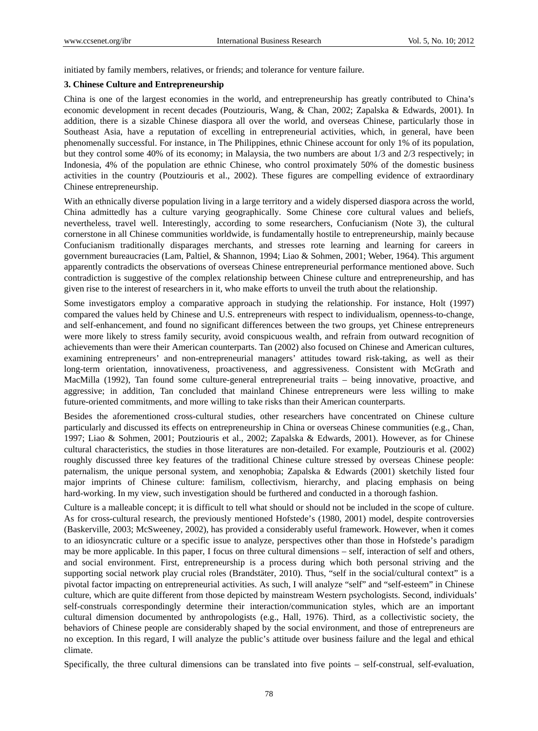initiated by family members, relatives, or friends; and tolerance for venture failure.

### 3. Chinese Culture and Entrepreneurship

China is one of the largest economies in the world, and entrepreneurship has greatly contributed to China's economic development in recent decades (Poutziouris, Wang, & Chan, 2002; Zapalska & Edwards, 2001). In addition, there is a sizable Chinese diaspora all over the world, and overseas Chinese, particularly those in Southeast Asia, have a reputation of excelling in entrepreneurial activities, which, in general, have been phenomenally successful. For instance, in The Philippines, ethnic Chinese account for only 1% of its population, but they control some 40% of its economy; in Malaysia, the two numbers are about 1/3 and 2/3 respectively; in Indonesia, 4% of the population are ethnic Chinese, who control proximately 50% of the domestic business activities in the country (Poutziouris et al., 2002). These figures are compelling evidence of extraordinary Chinese entrepreneurship.

With an ethnically diverse population living in a large territory and a widely dispersed diaspora across the world, China admittedly has a culture varying geographically. Some Chinese core cultural values and beliefs, nevertheless, travel well. Interestingly, according to some researchers, Confucianism (Note 3), the cultural cornerstone in all Chinese communities worldwide, is fundamentally hostile to entrepreneurship, mainly because Confucianism traditionally disparages merchants, and stresses rote learning and learning for careers in government bureaucracies (Lam, Paltiel, & Shannon, 1994; Liao & Sohmen, 2001; Weber, 1964). This argument apparently contradicts the observations of overseas Chinese entrepreneurial performance mentioned above. Such contradiction is suggestive of the complex relationship between Chinese culture and entrepreneurship, and has given rise to the interest of researchers in it, who make efforts to unveil the truth about the relationship.

Some investigators employ a comparative approach in studying the relationship. For instance, Holt (1997) compared the values held by Chinese and U.S. entrepreneurs with respect to individualism, openness-to-change, and self-enhancement, and found no significant differences between the two groups, yet Chinese entrepreneurs were more likely to stress family security, avoid conspicuous wealth, and refrain from outward recognition of achievements than were their American counterparts. Tan (2002) also focused on Chinese and American cultures, examining entrepreneurs' and non-entrepreneurial managers' attitudes toward risk-taking, as well as their long-term orientation, innovativeness, proactiveness, and aggressiveness. Consistent with McGrath and MacMilla (1992), Tan found some culture-general entrepreneurial traits – being innovative, proactive, and aggressive; in addition, Tan concluded that mainland Chinese entrepreneurs were less willing to make future-oriented commitments, and more willing to take risks than their American counterparts.

Besides the aforementioned cross-cultural studies, other researchers have concentrated on Chinese culture particularly and discussed its effects on entrepreneurship in China or overseas Chinese communities (e.g., Chan, 1997; Liao & Sohmen, 2001; Poutziouris et al., 2002; Zapalska & Edwards, 2001). However, as for Chinese cultural characteristics, the studies in those literatures are non-detailed. For example, Poutziouris et al. (2002) roughly discussed three key features of the traditional Chinese culture stressed by overseas Chinese people: paternalism, the unique personal system, and xenophobia; Zapalska & Edwards (2001) sketchily listed four major imprints of Chinese culture: familism, collectivism, hierarchy, and placing emphasis on being hard-working. In my view, such investigation should be furthered and conducted in a thorough fashion.

Culture is a malleable concept; it is difficult to tell what should or should not be included in the scope of culture. As for cross-cultural research, the previously mentioned Hofstede's (1980, 2001) model, despite controversies (Baskerville, 2003; McSweeney, 2002), has provided a considerably useful framework. However, when it comes to an idiosyncratic culture or a specific issue to analyze, perspectives other than those in Hofstede's paradigm may be more applicable. In this paper, I focus on three cultural dimensions – self, interaction of self and others, and social environment. First, entrepreneurship is a process during which both personal striving and the supporting social network play crucial roles (Brandstätter, 2010). Thus, "self in the social/cultural context" is a pivotal factor impacting on entrepreneurial activities. As such, I will analyze "self" and "self-esteem" in Chinese culture, which are quite different from those depicted by mainstream Western psychologists. Second, individuals' self-construals correspondingly determine their interaction/communication styles, which are an important cultural dimension documented by anthropologists (e.g., Hall, 1976). Third, as a collectivistic society, the behaviors of Chinese people are considerably shaped by the social environment, and those of entrepreneurs are no exception. In this regard, I will analyze the public's attitude over business failure and the legal and ethical climate.

Specifically, the three cultural dimensions can be translated into five points – self-construal, self-evaluation,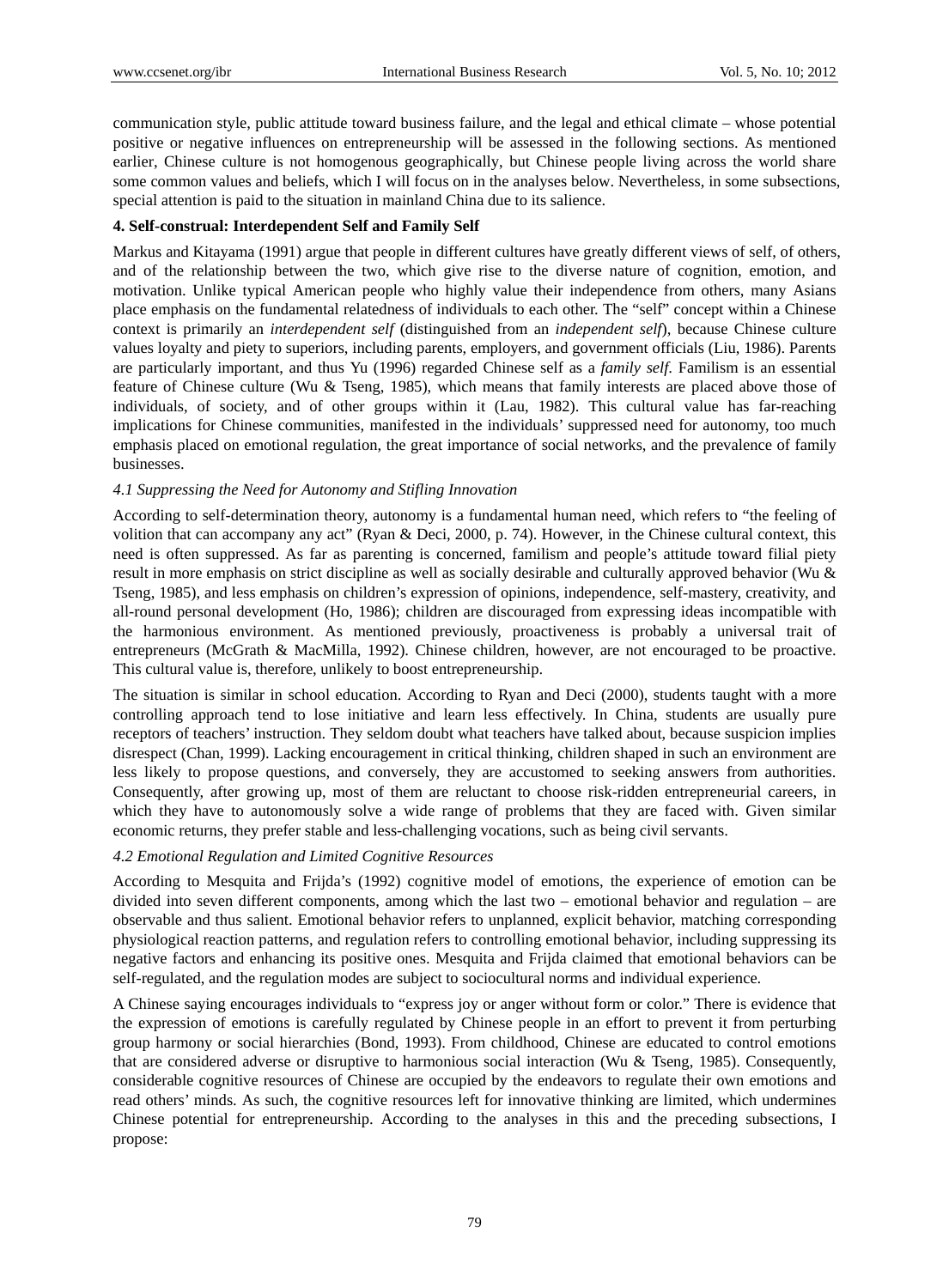communication style, public attitude toward business failure, and the legal and ethical climate – whose potential positive or negative influences on entrepreneurship will be assessed in the following sections. As mentioned earlier, Chinese culture is not homogenous geographically, but Chinese people living across the world share some common values and beliefs, which I will focus on in the analyses below. Nevertheless, in some subsections, special attention is paid to the situation in mainland China due to its salience.

## 4. Self-construal: Interdependent Self and Family Self

Markus and Kitayama (1991) argue that people in different cultures have greatly different views of self, of others, and of the relationship between the two, which give rise to the diverse nature of cognition, emotion, and motivation. Unlike typical American people who highly value their independence from others, many Asians place emphasis on the fundamental relatedness of individuals to each other. The "self" concept within a Chinese context is primarily an *interdependent self* (distinguished from an *independent self*), because Chinese culture values loyalty and piety to superiors, including parents, employers, and government officials (Liu, 1986). Parents are particularly important, and thus Yu (1996) regarded Chinese self as a *family self*. Familism is an essential feature of Chinese culture (Wu & Tseng, 1985), which means that family interests are placed above those of individuals, of society, and of other groups within it (Lau, 1982). This cultural value has far-reaching implications for Chinese communities, manifested in the individuals' suppressed need for autonomy, too much emphasis placed on emotional regulation, the great importance of social networks, and the prevalence of family businesses.

### *4.1 Suppressing the Need for Autonomy and Stifling Innovation*

According to self-determination theory, autonomy is a fundamental human need, which refers to "the feeling of volition that can accompany any act" (Ryan & Deci, 2000, p. 74). However, in the Chinese cultural context, this need is often suppressed. As far as parenting is concerned, familism and people's attitude toward filial piety result in more emphasis on strict discipline as well as socially desirable and culturally approved behavior (Wu & Tseng, 1985), and less emphasis on children's expression of opinions, independence, self-mastery, creativity, and all-round personal development (Ho, 1986); children are discouraged from expressing ideas incompatible with the harmonious environment. As mentioned previously, proactiveness is probably a universal trait of entrepreneurs (McGrath & MacMilla, 1992). Chinese children, however, are not encouraged to be proactive. This cultural value is, therefore, unlikely to boost entrepreneurship.

The situation is similar in school education. According to Ryan and Deci (2000), students taught with a more controlling approach tend to lose initiative and learn less effectively. In China, students are usually pure receptors of teachers' instruction. They seldom doubt what teachers have talked about, because suspicion implies disrespect (Chan, 1999). Lacking encouragement in critical thinking, children shaped in such an environment are less likely to propose questions, and conversely, they are accustomed to seeking answers from authorities. Consequently, after growing up, most of them are reluctant to choose risk-ridden entrepreneurial careers, in which they have to autonomously solve a wide range of problems that they are faced with. Given similar economic returns, they prefer stable and less-challenging vocations, such as being civil servants.

### *4.2 Emotional Regulation and Limited Cognitive Resources*

According to Mesquita and Frijda's (1992) cognitive model of emotions, the experience of emotion can be divided into seven different components, among which the last two – emotional behavior and regulation – are observable and thus salient. Emotional behavior refers to unplanned, explicit behavior, matching corresponding physiological reaction patterns, and regulation refers to controlling emotional behavior, including suppressing its negative factors and enhancing its positive ones. Mesquita and Frijda claimed that emotional behaviors can be self-regulated, and the regulation modes are subject to sociocultural norms and individual experience.

A Chinese saying encourages individuals to "express joy or anger without form or color." There is evidence that the expression of emotions is carefully regulated by Chinese people in an effort to prevent it from perturbing group harmony or social hierarchies (Bond, 1993). From childhood, Chinese are educated to control emotions that are considered adverse or disruptive to harmonious social interaction (Wu & Tseng, 1985). Consequently, considerable cognitive resources of Chinese are occupied by the endeavors to regulate their own emotions and read others' minds. As such, the cognitive resources left for innovative thinking are limited, which undermines Chinese potential for entrepreneurship. According to the analyses in this and the preceding subsections, I propose: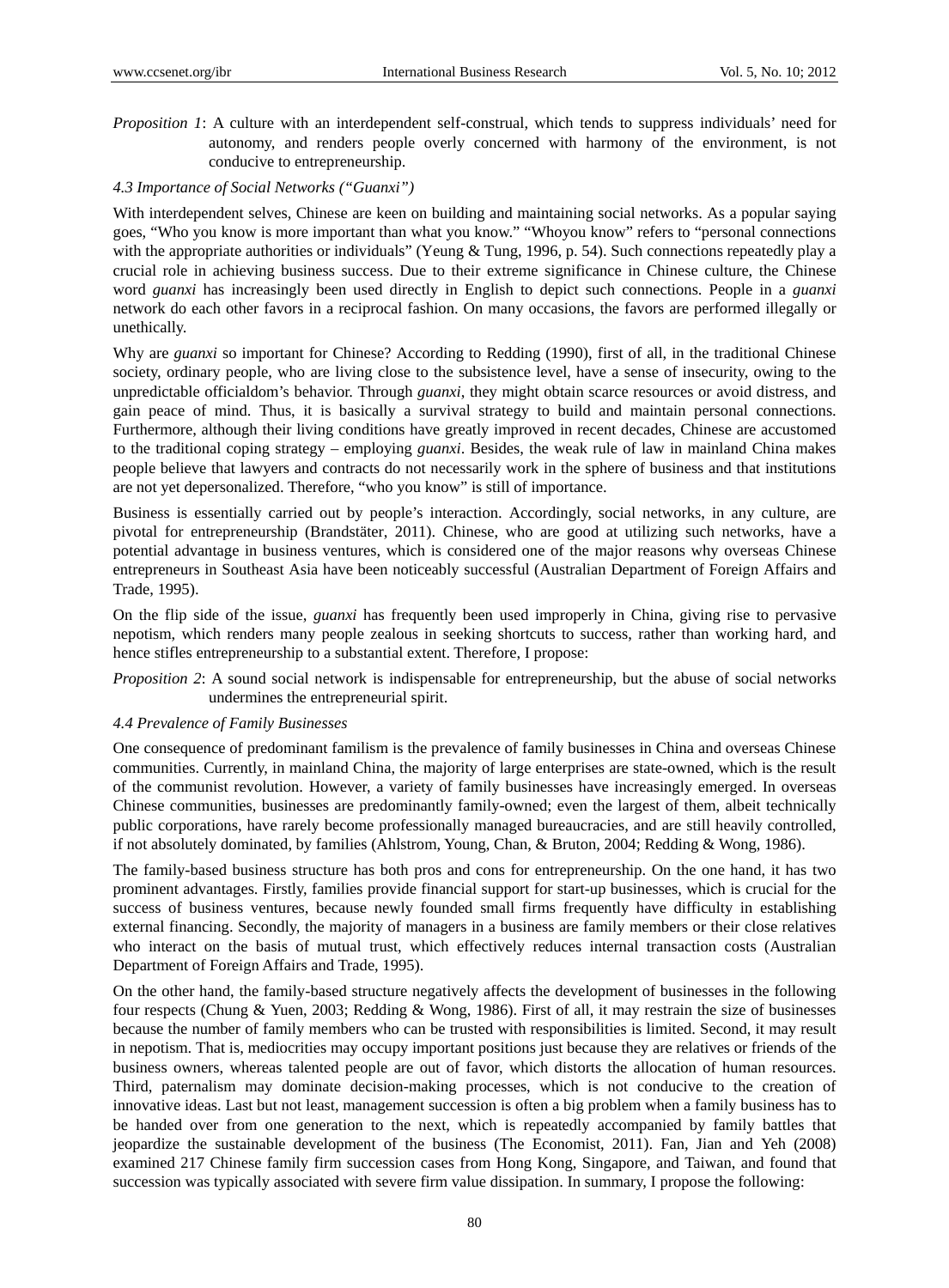*Proposition 1*: A culture with an interdependent self-construal, which tends to suppress individuals' need for autonomy, and renders people overly concerned with harmony of the environment, is not conducive to entrepreneurship.

### *4.3 Importance of Social Networks ("Guanxi")*

With interdependent selves, Chinese are keen on building and maintaining social networks. As a popular saying goes, "Who you know is more important than what you know." "Whoyou know" refers to "personal connections with the appropriate authorities or individuals" (Yeung & Tung, 1996, p. 54). Such connections repeatedly play a crucial role in achieving business success. Due to their extreme significance in Chinese culture, the Chinese word *guanxi* has increasingly been used directly in English to depict such connections. People in a *guanxi* network do each other favors in a reciprocal fashion. On many occasions, the favors are performed illegally or unethically.

Why are *guanxi* so important for Chinese? According to Redding (1990), first of all, in the traditional Chinese society, ordinary people, who are living close to the subsistence level, have a sense of insecurity, owing to the unpredictable officialdom's behavior. Through *guanxi*, they might obtain scarce resources or avoid distress, and gain peace of mind. Thus, it is basically a survival strategy to build and maintain personal connections. Furthermore, although their living conditions have greatly improved in recent decades, Chinese are accustomed to the traditional coping strategy – employing *guanxi*. Besides, the weak rule of law in mainland China makes people believe that lawyers and contracts do not necessarily work in the sphere of business and that institutions are not yet depersonalized. Therefore, "who you know" is still of importance.

Business is essentially carried out by people's interaction. Accordingly, social networks, in any culture, are pivotal for entrepreneurship (Brandstäter, 2011). Chinese, who are good at utilizing such networks, have a potential advantage in business ventures, which is considered one of the major reasons why overseas Chinese entrepreneurs in Southeast Asia have been noticeably successful (Australian Department of Foreign Affairs and Trade, 1995).

On the flip side of the issue, *guanxi* has frequently been used improperly in China, giving rise to pervasive nepotism, which renders many people zealous in seeking shortcuts to success, rather than working hard, and hence stifles entrepreneurship to a substantial extent. Therefore, I propose:

*Proposition 2*: A sound social network is indispensable for entrepreneurship, but the abuse of social networks undermines the entrepreneurial spirit.

### *4.4 Prevalence of Family Businesses*

One consequence of predominant familism is the prevalence of family businesses in China and overseas Chinese communities. Currently, in mainland China, the majority of large enterprises are state-owned, which is the result of the communist revolution. However, a variety of family businesses have increasingly emerged. In overseas Chinese communities, businesses are predominantly family-owned; even the largest of them, albeit technically public corporations, have rarely become professionally managed bureaucracies, and are still heavily controlled, if not absolutely dominated, by families (Ahlstrom, Young, Chan, & Bruton, 2004; Redding & Wong, 1986).

The family-based business structure has both pros and cons for entrepreneurship. On the one hand, it has two prominent advantages. Firstly, families provide financial support for start-up businesses, which is crucial for the success of business ventures, because newly founded small firms frequently have difficulty in establishing external financing. Secondly, the majority of managers in a business are family members or their close relatives who interact on the basis of mutual trust, which effectively reduces internal transaction costs (Australian Department of Foreign Affairs and Trade, 1995).

On the other hand, the family-based structure negatively affects the development of businesses in the following four respects (Chung & Yuen, 2003; Redding & Wong, 1986). First of all, it may restrain the size of businesses because the number of family members who can be trusted with responsibilities is limited. Second, it may result in nepotism. That is, mediocrities may occupy important positions just because they are relatives or friends of the business owners, whereas talented people are out of favor, which distorts the allocation of human resources. Third, paternalism may dominate decision-making processes, which is not conducive to the creation of innovative ideas. Last but not least, management succession is often a big problem when a family business has to be handed over from one generation to the next, which is repeatedly accompanied by family battles that jeopardize the sustainable development of the business (The Economist, 2011). Fan, Jian and Yeh (2008) examined 217 Chinese family firm succession cases from Hong Kong, Singapore, and Taiwan, and found that succession was typically associated with severe firm value dissipation. In summary, I propose the following: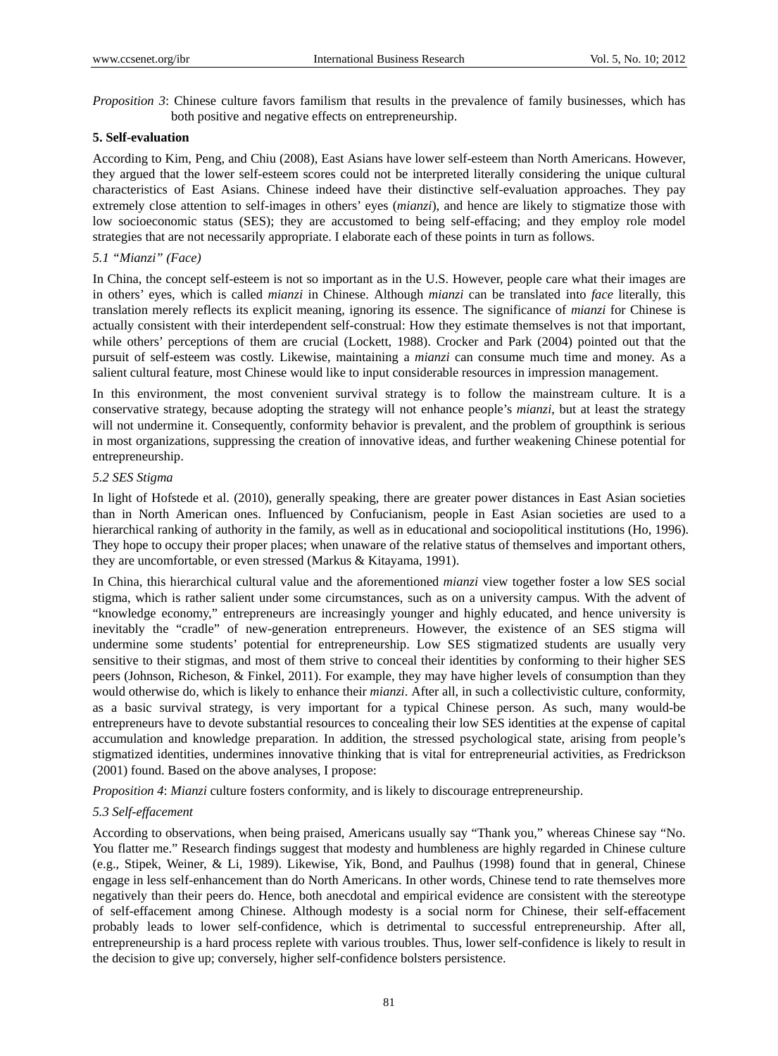*Proposition 3*: Chinese culture favors familism that results in the prevalence of family businesses, which has both positive and negative effects on entrepreneurship.

## 5. Self-evaluation

According to Kim, Peng, and Chiu (2008), East Asians have lower self-esteem than North Americans. However, they argued that the lower self-esteem scores could not be interpreted literally considering the unique cultural characteristics of East Asians. Chinese indeed have their distinctive self-evaluation approaches. They pay extremely close attention to self-images in others' eyes (*mianzi*), and hence are likely to stigmatize those with low socioeconomic status (SES); they are accustomed to being self-effacing; and they employ role model strategies that are not necessarily appropriate. I elaborate each of these points in turn as follows.

### 5.1 "Mianzi" (Face)

In China, the concept self-esteem is not so important as in the U.S. However, people care what their images are in others' eyes, which is called *mianzi* in Chinese. Although *mianzi* can be translated into *face* literally, this translation merely reflects its explicit meaning, ignoring its essence. The significance of *mianzi* for Chinese is actually consistent with their interdependent self-construal: How they estimate themselves is not that important, while others' perceptions of them are crucial (Lockett, 1988). Crocker and Park (2004) pointed out that the pursuit of self-esteem was costly. Likewise, maintaining a *mianzi* can consume much time and money. As a salient cultural feature, most Chinese would like to input considerable resources in impression management.

In this environment, the most convenient survival strategy is to follow the mainstream culture. It is a conservative strategy, because adopting the strategy will not enhance people's *mianzi*, but at least the strategy will not undermine it. Consequently, conformity behavior is prevalent, and the problem of groupthink is serious in most organizations, suppressing the creation of innovative ideas, and further weakening Chinese potential for entrepreneurship.

### 5.2 SES Stigma

In light of Hofstede et al. (2010), generally speaking, there are greater power distances in East Asian societies than in North American ones. Influenced by Confucianism, people in East Asian societies are used to a hierarchical ranking of authority in the family, as well as in educational and sociopolitical institutions (Ho, 1996). They hope to occupy their proper places; when unaware of the relative status of themselves and important others, they are uncomfortable, or even stressed (Markus & Kitayama, 1991).

In China, this hierarchical cultural value and the aforementioned *mianzi* view together foster a low SES social stigma, which is rather salient under some circumstances, such as on a university campus. With the advent of "knowledge economy," entrepreneurs are increasingly younger and highly educated, and hence university is inevitably the "cradle" of new-generation entrepreneurs. However, the existence of an SES stigma will undermine some students' potential for entrepreneurship. Low SES stigmatized students are usually very sensitive to their stigmas, and most of them strive to conceal their identities by conforming to their higher SES peers (Johnson, Richeson, & Finkel, 2011). For example, they may have higher levels of consumption than they would otherwise do, which is likely to enhance their *mianzi*. After all, in such a collectivistic culture, conformity, as a basic survival strategy, is very important for a typical Chinese person. As such, many would-be entrepreneurs have to devote substantial resources to concealing their low SES identities at the expense of capital accumulation and knowledge preparation. In addition, the stressed psychological state, arising from people's stigmatized identities, undermines innovative thinking that is vital for entrepreneurial activities, as Fredrickson (2001) found. Based on the above analyses, I propose:

*Proposition 4*: *Mianzi* culture fosters conformity, and is likely to discourage entrepreneurship.

### 5.3 Self-effacement

According to observations, when being praised, Americans usually say "Thank you," whereas Chinese say "No. You flatter me." Research findings suggest that modesty and humbleness are highly regarded in Chinese culture (e.g., Stipek, Weiner, & Li, 1989). Likewise, Yik, Bond, and Paulhus (1998) found that in general, Chinese engage in less self-enhancement than do North Americans. In other words, Chinese tend to rate themselves more negatively than their peers do. Hence, both anecdotal and empirical evidence are consistent with the stereotype of self-effacement among Chinese. Although modesty is a social norm for Chinese, their self-effacement probably leads to lower self-confidence, which is detrimental to successful entrepreneurship. After all, entrepreneurship is a hard process replete with various troubles. Thus, lower self-confidence is likely to result in the decision to give up; conversely, higher self-confidence bolsters persistence.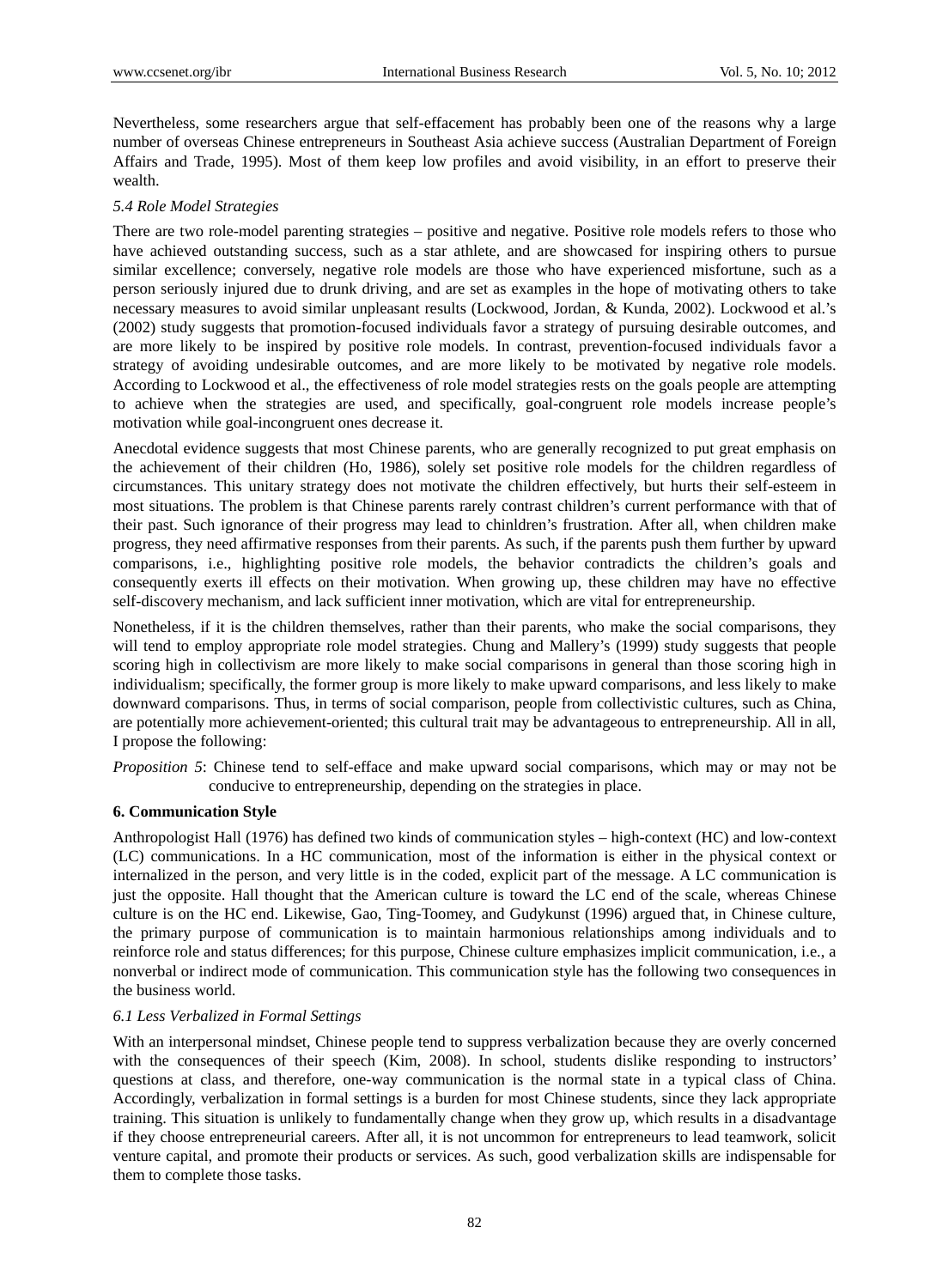Nevertheless, some researchers argue that self-effacement has probably been one of the reasons why a large number of overseas Chinese entrepreneurs in Southeast Asia achieve success (Australian Department of Foreign Affairs and Trade, 1995). Most of them keep low profiles and avoid visibility, in an effort to preserve their wealth.

### *5.4 Role Model Strategies*

There are two role-model parenting strategies – positive and negative. Positive role models refers to those who have achieved outstanding success, such as a star athlete, and are showcased for inspiring others to pursue similar excellence; conversely, negative role models are those who have experienced misfortune, such as a person seriously injured due to drunk driving, and are set as examples in the hope of motivating others to take necessary measures to avoid similar unpleasant results (Lockwood, Jordan, & Kunda, 2002). Lockwood et al.'s (2002) study suggests that promotion-focused individuals favor a strategy of pursuing desirable outcomes, and are more likely to be inspired by positive role models. In contrast, prevention-focused individuals favor a strategy of avoiding undesirable outcomes, and are more likely to be motivated by negative role models. According to Lockwood et al., the effectiveness of role model strategies rests on the goals people are attempting to achieve when the strategies are used, and specifically, goal-congruent role models increase people's motivation while goal-incongruent ones decrease it.

Anecdotal evidence suggests that most Chinese parents, who are generally recognized to put great emphasis on the achievement of their children (Ho, 1986), solely set positive role models for the children regardless of circumstances. This unitary strategy does not motivate the children effectively, but hurts their self-esteem in most situations. The problem is that Chinese parents rarely contrast children's current performance with that of their past. Such ignorance of their progress may lead to chinldren's frustration. After all, when children make progress, they need affirmative responses from their parents. As such, if the parents push them further by upward comparisons, i.e., highlighting positive role models, the behavior contradicts the children's goals and consequently exerts ill effects on their motivation. When growing up, these children may have no effective self-discovery mechanism, and lack sufficient inner motivation, which are vital for entrepreneurship.

Nonetheless, if it is the children themselves, rather than their parents, who make the social comparisons, they will tend to employ appropriate role model strategies. Chung and Mallery's (1999) study suggests that people scoring high in collectivism are more likely to make social comparisons in general than those scoring high in individualism; specifically, the former group is more likely to make upward comparisons, and less likely to make downward comparisons. Thus, in terms of social comparison, people from collectivistic cultures, such as China, are potentially more achievement-oriented; this cultural trait may be advantageous to entrepreneurship. All in all, I propose the following:

*Proposition 5*: Chinese tend to self-efface and make upward social comparisons, which may or may not be conducive to entrepreneurship, depending on the strategies in place.

## 6. Communication Style

Anthropologist Hall (1976) has defined two kinds of communication styles – high-context (HC) and low-context (LC) communications. In a HC communication, most of the information is either in the physical context or internalized in the person, and very little is in the coded, explicit part of the message. A LC communication is just the opposite. Hall thought that the American culture is toward the LC end of the scale, whereas Chinese culture is on the HC end. Likewise, Gao, Ting-Toomey, and Gudykunst (1996) argued that, in Chinese culture, the primary purpose of communication is to maintain harmonious relationships among individuals and to reinforce role and status differences; for this purpose, Chinese culture emphasizes implicit communication, i.e., a nonverbal or indirect mode of communication. This communication style has the following two consequences in the business world.

### *6.1 Less Verbalized in Formal Settings*

With an interpersonal mindset, Chinese people tend to suppress verbalization because they are overly concerned with the consequences of their speech (Kim, 2008). In school, students dislike responding to instructors' questions at class, and therefore, one-way communication is the normal state in a typical class of China. Accordingly, verbalization in formal settings is a burden for most Chinese students, since they lack appropriate training. This situation is unlikely to fundamentally change when they grow up, which results in a disadvantage if they choose entrepreneurial careers. After all, it is not uncommon for entrepreneurs to lead teamwork, solicit venture capital, and promote their products or services. As such, good verbalization skills are indispensable for them to complete those tasks.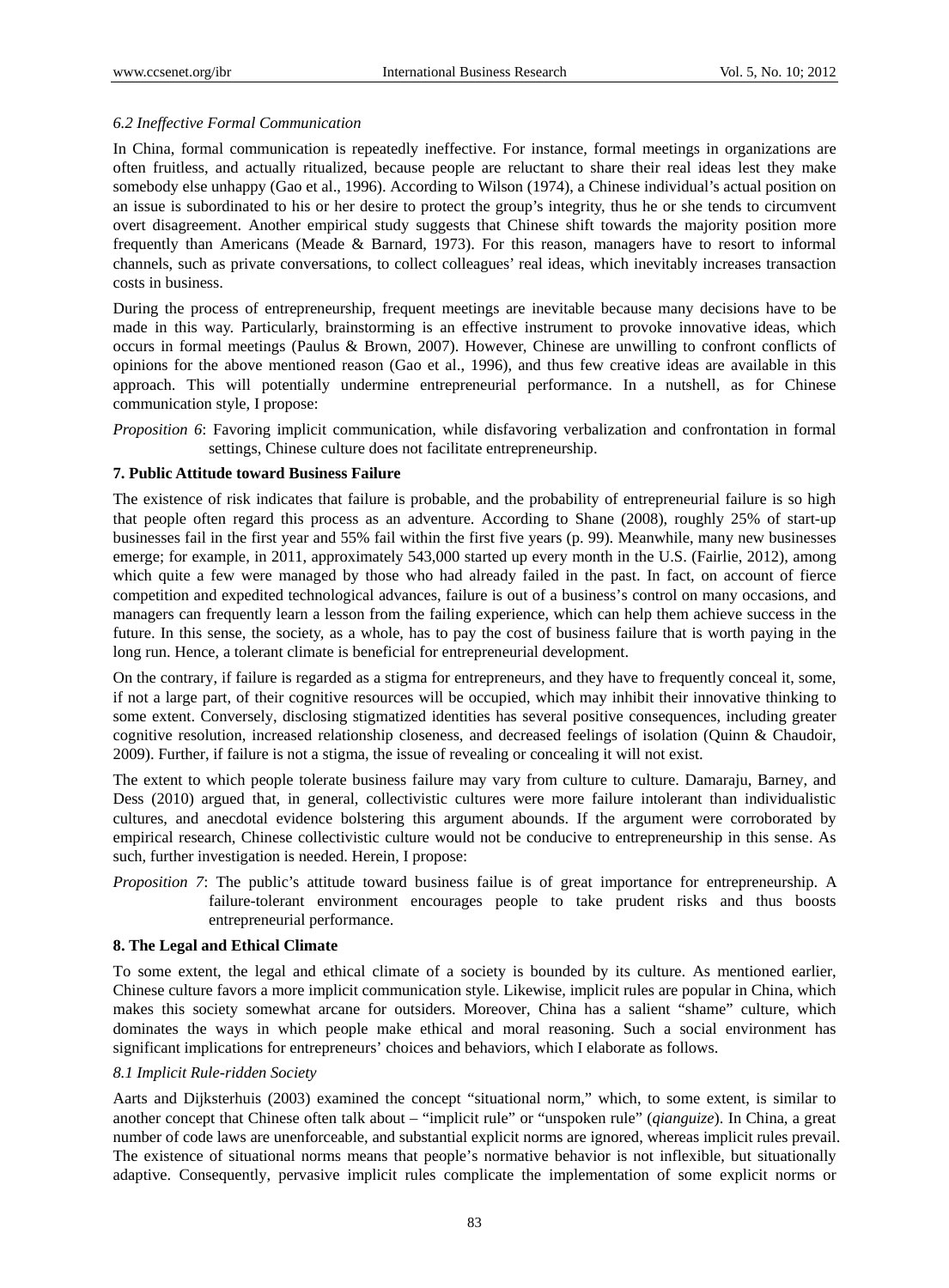### *6.2 Ineffective Formal Communication*

In China, formal communication is repeatedly ineffective. For instance, formal meetings in organizations are often fruitless, and actually ritualized, because people are reluctant to share their real ideas lest they make somebody else unhappy (Gao et al., 1996). According to Wilson (1974), a Chinese individual's actual position on an issue is subordinated to his or her desire to protect the group's integrity, thus he or she tends to circumvent overt disagreement. Another empirical study suggests that Chinese shift towards the majority position more frequently than Americans (Meade & Barnard, 1973). For this reason, managers have to resort to informal channels, such as private conversations, to collect colleagues' real ideas, which inevitably increases transaction costs in business.

During the process of entrepreneurship, frequent meetings are inevitable because many decisions have to be made in this way. Particularly, brainstorming is an effective instrument to provoke innovative ideas, which occurs in formal meetings (Paulus & Brown, 2007). However, Chinese are unwilling to confront conflicts of opinions for the above mentioned reason (Gao et al., 1996), and thus few creative ideas are available in this approach. This will potentially undermine entrepreneurial performance. In a nutshell, as for Chinese communication style, I propose:

*Proposition 6*: Favoring implicit communication, while disfavoring verbalization and confrontation in formal settings, Chinese culture does not facilitate entrepreneurship.

## 7. Public Attitude toward Business Failure

The existence of risk indicates that failure is probable, and the probability of entrepreneurial failure is so high that people often regard this process as an adventure. According to Shane (2008), roughly 25% of start-up businesses fail in the first year and 55% fail within the first five years (p. 99). Meanwhile, many new businesses emerge; for example, in 2011, approximately 543,000 started up every month in the U.S. (Fairlie, 2012), among which quite a few were managed by those who had already failed in the past. In fact, on account of fierce competition and expedited technological advances, failure is out of a business's control on many occasions, and managers can frequently learn a lesson from the failing experience, which can help them achieve success in the future. In this sense, the society, as a whole, has to pay the cost of business failure that is worth paying in the long run. Hence, a tolerant climate is beneficial for entrepreneurial development.

On the contrary, if failure is regarded as a stigma for entrepreneurs, and they have to frequently conceal it, some, if not a large part, of their cognitive resources will be occupied, which may inhibit their innovative thinking to some extent. Conversely, disclosing stigmatized identities has several positive consequences, including greater cognitive resolution, increased relationship closeness, and decreased feelings of isolation (Quinn & Chaudoir, 2009). Further, if failure is not a stigma, the issue of revealing or concealing it will not exist.

The extent to which people tolerate business failure may vary from culture to culture. Damaraju, Barney, and Dess (2010) argued that, in general, collectivistic cultures were more failure intolerant than individualistic cultures, and anecdotal evidence bolstering this argument abounds. If the argument were corroborated by empirical research, Chinese collectivistic culture would not be conducive to entrepreneurship in this sense. As such, further investigation is needed. Herein, I propose:

*Proposition 7*: The public's attitude toward business failue is of great importance for entrepreneurship. A failure-tolerant environment encourages people to take prudent risks and thus boosts entrepreneurial performance.

## 8. The Legal and Ethical Climate

To some extent, the legal and ethical climate of a society is bounded by its culture. As mentioned earlier, Chinese culture favors a more implicit communication style. Likewise, implicit rules are popular in China, which makes this society somewhat arcane for outsiders. Moreover, China has a salient "shame" culture, which dominates the ways in which people make ethical and moral reasoning. Such a social environment has significant implications for entrepreneurs' choices and behaviors, which I elaborate as follows.

### *8.1 Implicit Rule-ridden Society*

Aarts and Dijksterhuis (2003) examined the concept "situational norm," which, to some extent, is similar to another concept that Chinese often talk about – "implicit rule" or "unspoken rule" (*qianguize*). In China, a great number of code laws are unenforceable, and substantial explicit norms are ignored, whereas implicit rules prevail. The existence of situational norms means that people's normative behavior is not inflexible, but situationally adaptive. Consequently, pervasive implicit rules complicate the implementation of some explicit norms or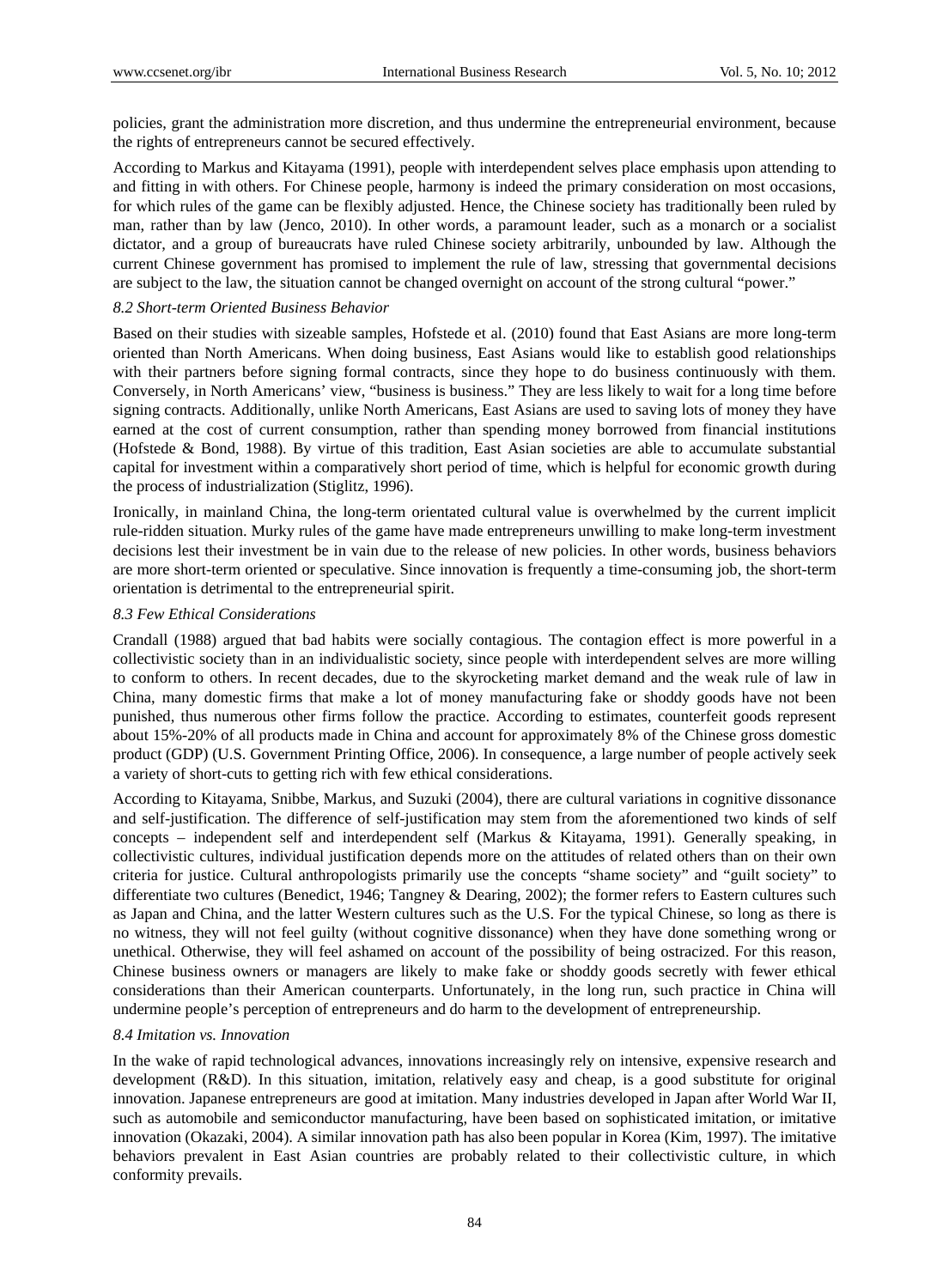policies, grant the administration more discretion, and thus undermine the entrepreneurial environment, because the rights of entrepreneurs cannot be secured effectively.

According to Markus and Kitayama (1991), people with interdependent selves place emphasis upon attending to and fitting in with others. For Chinese people, harmony is indeed the primary consideration on most occasions, for which rules of the game can be flexibly adjusted. Hence, the Chinese society has traditionally been ruled by man, rather than by law (Jenco, 2010). In other words, a paramount leader, such as a monarch or a socialist dictator, and a group of bureaucrats have ruled Chinese society arbitrarily, unbounded by law. Although the current Chinese government has promised to implement the rule of law, stressing that governmental decisions are subject to the law, the situation cannot be changed overnight on account of the strong cultural "power."

### *8.2 Short-term Oriented Business Behavior*

Based on their studies with sizeable samples, Hofstede et al. (2010) found that East Asians are more long-term oriented than North Americans. When doing business, East Asians would like to establish good relationships with their partners before signing formal contracts, since they hope to do business continuously with them. Conversely, in North Americans' view, "business is business." They are less likely to wait for a long time before signing contracts. Additionally, unlike North Americans, East Asians are used to saving lots of money they have earned at the cost of current consumption, rather than spending money borrowed from financial institutions (Hofstede & Bond, 1988). By virtue of this tradition, East Asian societies are able to accumulate substantial capital for investment within a comparatively short period of time, which is helpful for economic growth during the process of industrialization (Stiglitz, 1996).

Ironically, in mainland China, the long-term orientated cultural value is overwhelmed by the current implicit rule-ridden situation. Murky rules of the game have made entrepreneurs unwilling to make long-term investment decisions lest their investment be in vain due to the release of new policies. In other words, business behaviors are more short-term oriented or speculative. Since innovation is frequently a time-consuming job, the short-term orientation is detrimental to the entrepreneurial spirit.

### *8.3 Few Ethical Considerations*

Crandall (1988) argued that bad habits were socially contagious. The contagion effect is more powerful in a collectivistic society than in an individualistic society, since people with interdependent selves are more willing to conform to others. In recent decades, due to the skyrocketing market demand and the weak rule of law in China, many domestic firms that make a lot of money manufacturing fake or shoddy goods have not been punished, thus numerous other firms follow the practice. According to estimates, counterfeit goods represent about 15%-20% of all products made in China and account for approximately 8% of the Chinese gross domestic product (GDP) (U.S. Government Printing Office, 2006). In consequence, a large number of people actively seek a variety of short-cuts to getting rich with few ethical considerations.

According to Kitayama, Snibbe, Markus, and Suzuki (2004), there are cultural variations in cognitive dissonance and self-justification. The difference of self-justification may stem from the aforementioned two kinds of self concepts – independent self and interdependent self (Markus & Kitayama, 1991). Generally speaking, in collectivistic cultures, individual justification depends more on the attitudes of related others than on their own criteria for justice. Cultural anthropologists primarily use the concepts "shame society" and "guilt society" to differentiate two cultures (Benedict, 1946; Tangney & Dearing, 2002); the former refers to Eastern cultures such as Japan and China, and the latter Western cultures such as the U.S. For the typical Chinese, so long as there is no witness, they will not feel guilty (without cognitive dissonance) when they have done something wrong or unethical. Otherwise, they will feel ashamed on account of the possibility of being ostracized. For this reason, Chinese business owners or managers are likely to make fake or shoddy goods secretly with fewer ethical considerations than their American counterparts. Unfortunately, in the long run, such practice in China will undermine people's perception of entrepreneurs and do harm to the development of entrepreneurship.

### *8.4 Imitation vs. Innovation*

In the wake of rapid technological advances, innovations increasingly rely on intensive, expensive research and development (R&D). In this situation, imitation, relatively easy and cheap, is a good substitute for original innovation. Japanese entrepreneurs are good at imitation. Many industries developed in Japan after World War II, such as automobile and semiconductor manufacturing, have been based on sophisticated imitation, or imitative innovation (Okazaki, 2004). A similar innovation path has also been popular in Korea (Kim, 1997). The imitative behaviors prevalent in East Asian countries are probably related to their collectivistic culture, in which conformity prevails.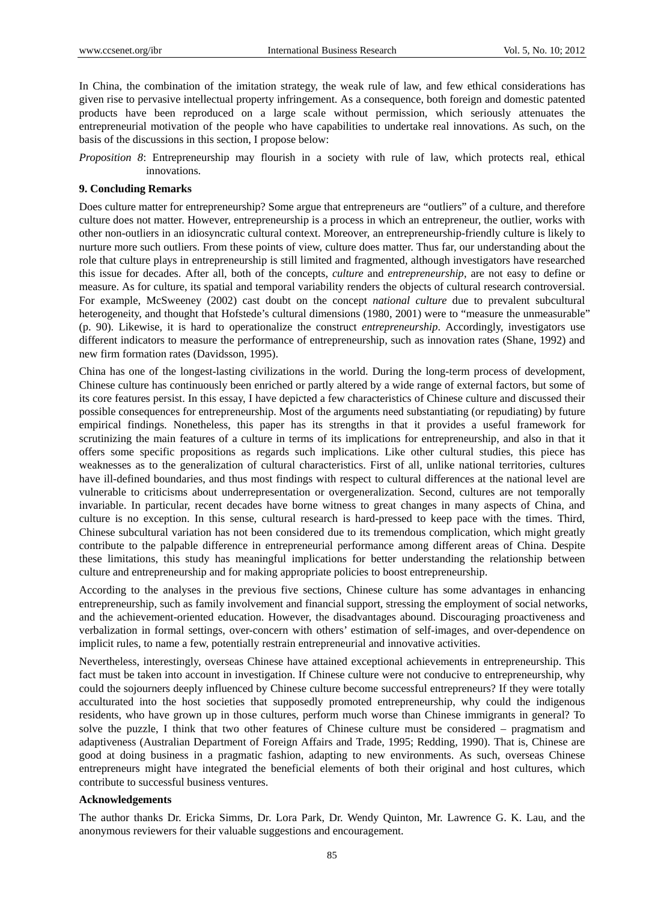In China, the combination of the imitation strategy, the weak rule of law, and few ethical considerations has given rise to pervasive intellectual property infringement. As a consequence, both foreign and domestic patented products have been reproduced on a large scale without permission, which seriously attenuates the entrepreneurial motivation of the people who have capabilities to undertake real innovations. As such, on the basis of the discussions in this section, I propose below:

*Proposition 8*: Entrepreneurship may flourish in a society with rule of law, which protects real, ethical innovations.

## 9. Concluding Remarks

Does culture matter for entrepreneurship? Some argue that entrepreneurs are "outliers" of a culture, and therefore culture does not matter. However, entrepreneurship is a process in which an entrepreneur, the outlier, works with other non-outliers in an idiosyncratic cultural context. Moreover, an entrepreneurship-friendly culture is likely to nurture more such outliers. From these points of view, culture does matter. Thus far, our understanding about the role that culture plays in entrepreneurship is still limited and fragmented, although investigators have researched this issue for decades. After all, both of the concepts, *culture* and *entrepreneurship*, are not easy to define or measure. As for culture, its spatial and temporal variability renders the objects of cultural research controversial. For example, McSweeney (2002) cast doubt on the concept *national culture* due to prevalent subcultural heterogeneity, and thought that Hofstede's cultural dimensions (1980, 2001) were to "measure the unmeasurable" (p. 90). Likewise, it is hard to operationalize the construct *entrepreneurship*. Accordingly, investigators use different indicators to measure the performance of entrepreneurship, such as innovation rates (Shane, 1992) and new firm formation rates (Davidsson, 1995).

China has one of the longest-lasting civilizations in the world. During the long-term process of development, Chinese culture has continuously been enriched or partly altered by a wide range of external factors, but some of its core features persist. In this essay, I have depicted a few characteristics of Chinese culture and discussed their possible consequences for entrepreneurship. Most of the arguments need substantiating (or repudiating) by future empirical findings. Nonetheless, this paper has its strengths in that it provides a useful framework for scrutinizing the main features of a culture in terms of its implications for entrepreneurship, and also in that it offers some specific propositions as regards such implications. Like other cultural studies, this piece has weaknesses as to the generalization of cultural characteristics. First of all, unlike national territories, cultures have ill-defined boundaries, and thus most findings with respect to cultural differences at the national level are vulnerable to criticisms about underrepresentation or overgeneralization. Second, cultures are not temporally invariable. In particular, recent decades have borne witness to great changes in many aspects of China, and culture is no exception. In this sense, cultural research is hard-pressed to keep pace with the times. Third, Chinese subcultural variation has not been considered due to its tremendous complication, which might greatly contribute to the palpable difference in entrepreneurial performance among different areas of China. Despite these limitations, this study has meaningful implications for better understanding the relationship between culture and entrepreneurship and for making appropriate policies to boost entrepreneurship.

According to the analyses in the previous five sections, Chinese culture has some advantages in enhancing entrepreneurship, such as family involvement and financial support, stressing the employment of social networks, and the achievement-oriented education. However, the disadvantages abound. Discouraging proactiveness and verbalization in formal settings, over-concern with others' estimation of self-images, and over-dependence on implicit rules, to name a few, potentially restrain entrepreneurial and innovative activities.

Nevertheless, interestingly, overseas Chinese have attained exceptional achievements in entrepreneurship. This fact must be taken into account in investigation. If Chinese culture were not conducive to entrepreneurship, why could the sojourners deeply influenced by Chinese culture become successful entrepreneurs? If they were totally acculturated into the host societies that supposedly promoted entrepreneurship, why could the indigenous residents, who have grown up in those cultures, perform much worse than Chinese immigrants in general? To solve the puzzle, I think that two other features of Chinese culture must be considered – pragmatism and adaptiveness (Australian Department of Foreign Affairs and Trade, 1995; Redding, 1990). That is, Chinese are good at doing business in a pragmatic fashion, adapting to new environments. As such, overseas Chinese entrepreneurs might have integrated the beneficial elements of both their original and host cultures, which contribute to successful business ventures.

## Acknowledgements

The author thanks Dr. Ericka Simms, Dr. Lora Park, Dr. Wendy Quinton, Mr. Lawrence G. K. Lau, and the anonymous reviewers for their valuable suggestions and encouragement.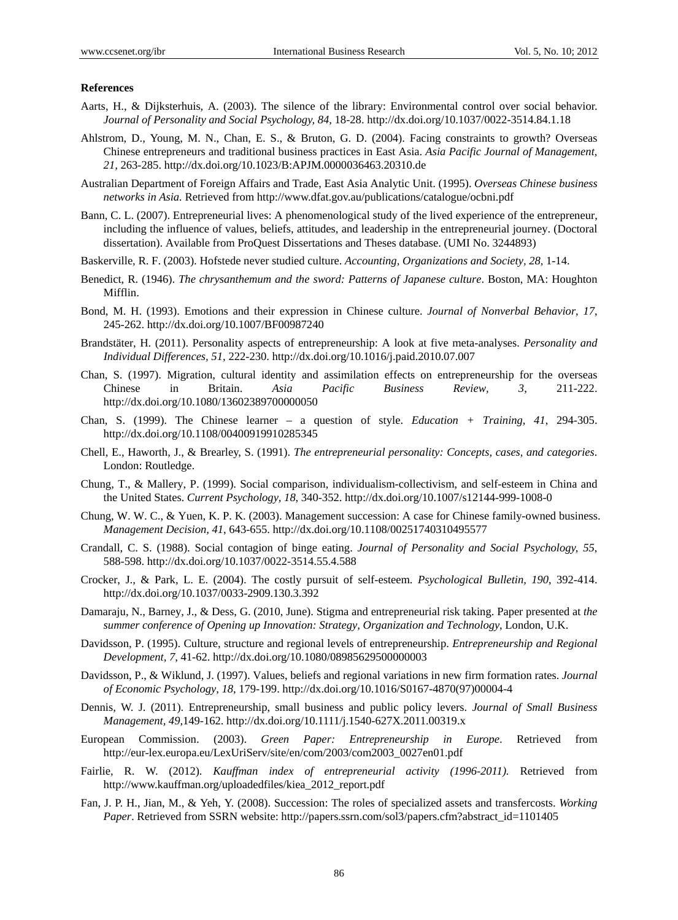**References**

Aarts, H., & Dijksterhuis, A. (2003). The silence of the library: Environmental control over social behavior. *Journal of Personality and Social Psychology, 84,* 18-28. http://dx.doi.org/10.1037/0022-3514.84.1.18

Ahlstrom, D., Young, M. N., Chan, E. S., & Bruton, G. D. (2004). Facing constraints to growth? Overseas Chinese entrepreneurs and traditional business practices in East Asia. *Asia Pacific Journal of Management, 21,* 263-285. http://dx.doi.org/10.1023/B:APJM.0000036463.20310.de

Australian Department of Foreign Affairs and Trade, East Asia Analytic Unit. (1995). *Overseas Chinese business networks in Asia.* Retrieved from http://www.dfat.gov.au/publications/catalogue/ocbni.pdf

Bann, C. L. (2007). Entrepreneurial lives: A phenomenological study of the lived experience of the entrepreneur, including the influence of values, beliefs, attitudes, and leadership in the entrepreneurial journey. (Doctoral dissertation). Available from ProQuest Dissertations and Theses database. (UMI No. 3244893)

Baskerville, R. F. (2003). Hofstede never studied culture. *Accounting, Organizations and Society, 28,* 1-14.

Benedict, R. (1946). *The chrysanthemum and the sword: Patterns of Japanese culture*. Boston, MA: Houghton Mifflin.

Bond, M. H. (1993). Emotions and their expression in Chinese culture. *Journal of Nonverbal Behavior, 17*, 245-262. http://dx.doi.org/10.1007/BF00987240

Brandstäter, H. (2011). Personality aspects of entrepreneurship: A look at five meta-analyses. *Personality and Individual Differences, 51*, 222-230. http://dx.doi.org/10.1016/j.paid.2010.07.007

Chan, S. (1997). Migration, cultural identity and assimilation effects on entrepreneurship for the overseas Chinese in Britain. *Asia Pacific Business Review, 3*, 211-222. http://dx.doi.org/10.1080/13602389700000050

Chan, S. (1999). The Chinese learner – a question of style. *Education + Training, 41*, 294-305. http://dx.doi.org/10.1108/00400919910285345

Chell, E., Haworth, J., & Brearley, S. (1991). *The entrepreneurial personality: Concepts, cases, and categories*. London: Routledge.

Chung, T., & Mallery, P. (1999). Social comparison, individualism-collectivism, and self-esteem in China and the United States. *Current Psychology, 18*, 340-352. http://dx.doi.org/10.1007/s12144-999-1008-0

Chung, W. W. C., & Yuen, K. P. K. (2003). Management succession: A case for Chinese family-owned business. *Management Decision, 41*, 643-655. http://dx.doi.org/10.1108/00251740310495577

Crandall, C. S. (1988). Social contagion of binge eating. *Journal of Personality and Social Psychology, 55*, 588-598. http://dx.doi.org/10.1037/0022-3514.55.4.588

Crocker, J., & Park, L. E. (2004). The costly pursuit of self-esteem. *Psychological Bulletin, 190*, 392-414. http://dx.doi.org/10.1037/0033-2909.130.3.392

Damaraju, N., Barney, J., & Dess, G. (2010, June). Stigma and entrepreneurial risk taking. Paper presented at *the summer conference of Opening up Innovation: Strategy, Organization and Technology*, London, U.K.

Davidsson, P. (1995). Culture, structure and regional levels of entrepreneurship. *Entrepreneurship and Regional Development, 7*, 41-62. http://dx.doi.org/10.1080/08985629500000003

Davidsson, P., & Wiklund, J. (1997). Values, beliefs and regional variations in new firm formation rates. *Journal of Economic Psychology, 18*, 179-199. http://dx.doi.org/10.1016/S0167-4870(97)00004-4

Dennis, W. J. (2011). Entrepreneurship, small business and public policy levers. *Journal of Small Business Management, 49*,149-162. http://dx.doi.org/10.1111/j.1540-627X.2011.00319.x

European Commission. (2003). *Green Paper: Entrepreneurship in Europe*. Retrieved from http://eur-lex.europa.eu/LexUriServ/site/en/com/2003/com2003_0027en01.pdf

Fairlie, R. W. (2012). *Kauffman index of entrepreneurial activity (1996-2011).* Retrieved from http://www.kauffman.org/uploadedfiles/kiea_2012_report.pdf

Fan, J. P. H., Jian, M., & Yeh, Y. (2008). Succession: The roles of specialized assets and transfercosts. *Working Paper*. Retrieved from SSRN website: http://papers.ssrn.com/sol3/papers.cfm?abstract_id=1101405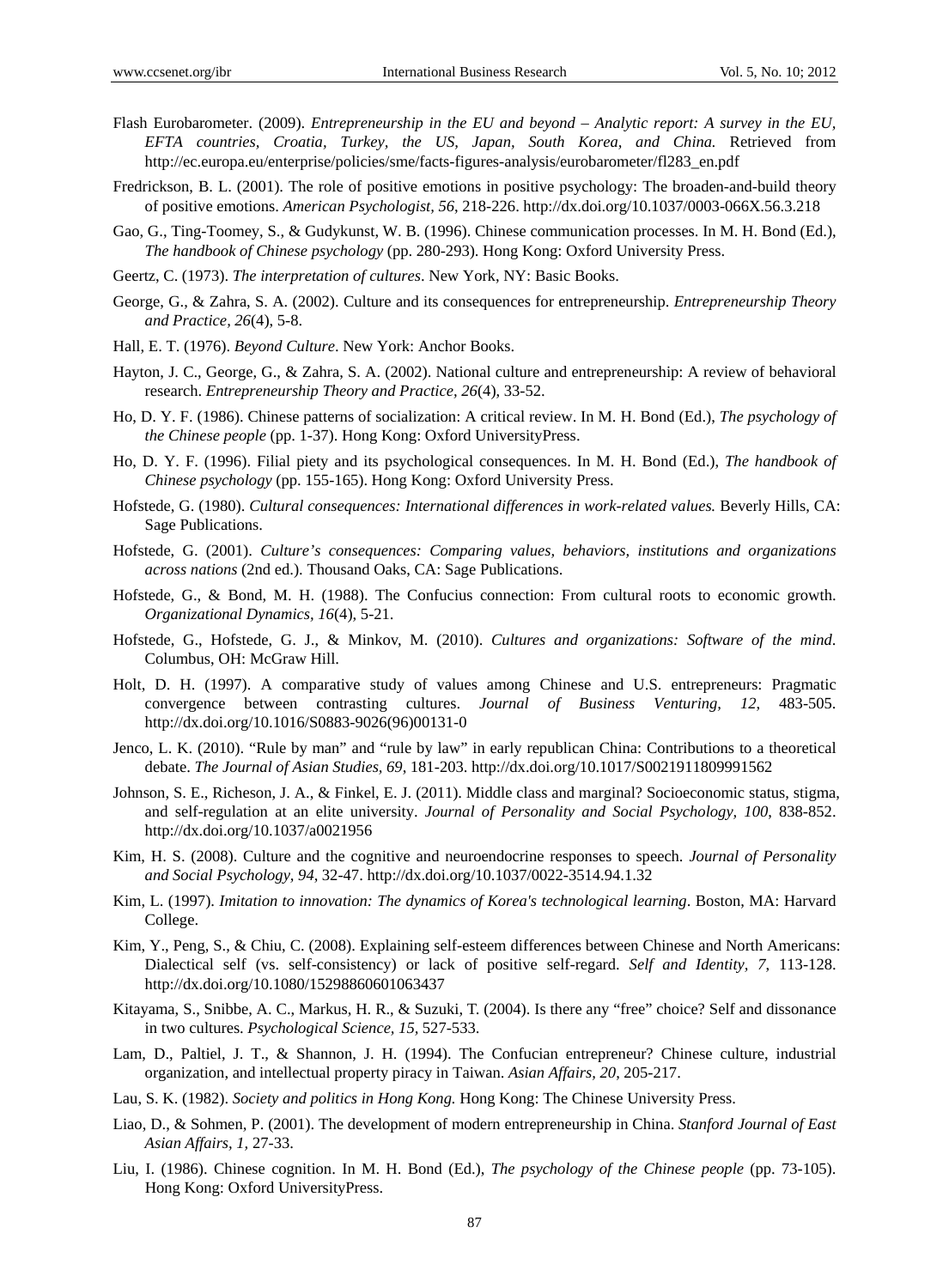Flash Eurobarometer. (2009). *Entrepreneurship in the EU and beyond – Analytic report: A survey in the EU, EFTA countries, Croatia, Turkey, the US, Japan, South Korea, and China.* Retrieved from http://ec.europa.eu/enterprise/policies/sme/facts-figures-analysis/eurobarometer/fl283_en.pdf

Fredrickson, B. L. (2001). The role of positive emotions in positive psychology: The broaden-and-build theory of positive emotions. *American Psychologist, 56*, 218-226. http://dx.doi.org/10.1037/0003-066X.56.3.218

Gao, G., Ting-Toomey, S., & Gudykunst, W. B. (1996). Chinese communication processes. In M. H. Bond (Ed.), *The handbook of Chinese psychology* (pp. 280-293). Hong Kong: Oxford University Press.

Geertz, C. (1973). *The interpretation of cultures*. New York, NY: Basic Books.

George, G., & Zahra, S. A. (2002). Culture and its consequences for entrepreneurship. *Entrepreneurship Theory and Practice, 26*(4), 5-8.

Hall, E. T. (1976). *Beyond Culture*. New York: Anchor Books.

Hayton, J. C., George, G., & Zahra, S. A. (2002). National culture and entrepreneurship: A review of behavioral research. *Entrepreneurship Theory and Practice, 26*(4), 33-52.

Ho, D. Y. F. (1986). Chinese patterns of socialization: A critical review. In M. H. Bond (Ed.), *The psychology of the Chinese people* (pp. 1-37). Hong Kong: Oxford UniversityPress.

Ho, D. Y. F. (1996). Filial piety and its psychological consequences. In M. H. Bond (Ed.), *The handbook of Chinese psychology* (pp. 155-165). Hong Kong: Oxford University Press.

Hofstede, G. (1980). *Cultural consequences: International differences in work-related values.* Beverly Hills, CA: Sage Publications.

Hofstede, G. (2001). *Culture's consequences: Comparing values, behaviors, institutions and organizations across nations* (2nd ed.). Thousand Oaks, CA: Sage Publications.

Hofstede, G., & Bond, M. H. (1988). The Confucius connection: From cultural roots to economic growth. *Organizational Dynamics, 16*(4), 5-21.

Hofstede, G., Hofstede, G. J., & Minkov, M. (2010). *Cultures and organizations: Software of the mind*. Columbus, OH: McGraw Hill.

Holt, D. H. (1997). A comparative study of values among Chinese and U.S. entrepreneurs: Pragmatic convergence between contrasting cultures. *Journal of Business Venturing, 12,* 483-505. http://dx.doi.org/10.1016/S0883-9026(96)00131-0

Jenco, L. K. (2010). "Rule by man" and "rule by law" in early republican China: Contributions to a theoretical debate. *The Journal of Asian Studies, 69*, 181-203. http://dx.doi.org/10.1017/S0021911809991562

Johnson, S. E., Richeson, J. A., & Finkel, E. J. (2011). Middle class and marginal? Socioeconomic status, stigma, and self-regulation at an elite university. *Journal of Personality and Social Psychology, 100*, 838-852. http://dx.doi.org/10.1037/a0021956

Kim, H. S. (2008). Culture and the cognitive and neuroendocrine responses to speech. *Journal of Personality and Social Psychology, 94*, 32-47. http://dx.doi.org/10.1037/0022-3514.94.1.32

Kim, L. (1997). *Imitation to innovation: The dynamics of Korea's technological learning*. Boston, MA: Harvard College.

Kim, Y., Peng, S., & Chiu, C. (2008). Explaining self-esteem differences between Chinese and North Americans: Dialectical self (vs. self-consistency) or lack of positive self-regard. *Self and Identity, 7,* 113-128. http://dx.doi.org/10.1080/15298860601063437

Kitayama, S., Snibbe, A. C., Markus, H. R., & Suzuki, T. (2004). Is there any "free" choice? Self and dissonance in two cultures. *Psychological Science, 15,* 527-533.

Lam, D., Paltiel, J. T., & Shannon, J. H. (1994). The Confucian entrepreneur? Chinese culture, industrial organization, and intellectual property piracy in Taiwan. *Asian Affairs, 20*, 205-217.

Lau, S. K. (1982). *Society and politics in Hong Kong.* Hong Kong: The Chinese University Press.

Liao, D., & Sohmen, P. (2001). The development of modern entrepreneurship in China. *Stanford Journal of East Asian Affairs, 1,* 27-33.

Liu, I. (1986). Chinese cognition. In M. H. Bond (Ed.), *The psychology of the Chinese people* (pp. 73-105). Hong Kong: Oxford UniversityPress.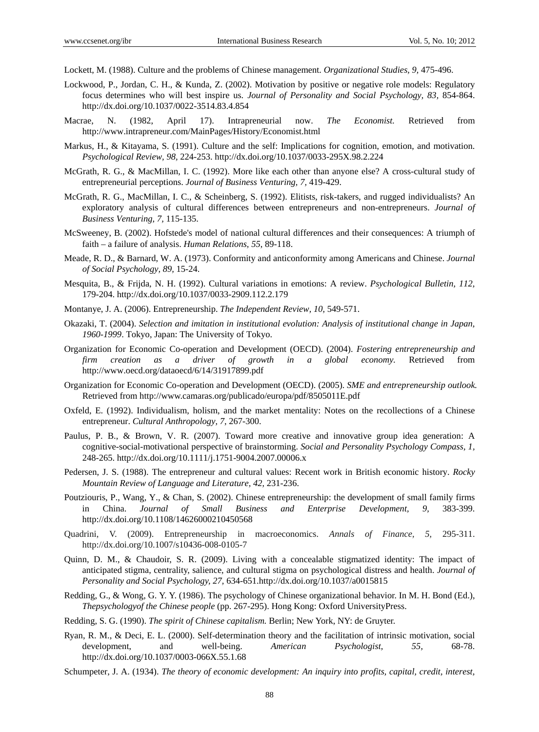Lockett, M. (1988). Culture and the problems of Chinese management. *Organizational Studies, 9*, 475-496.

Lockwood, P., Jordan, C. H., & Kunda, Z. (2002). Motivation by positive or negative role models: Regulatory focus determines who will best inspire us. *Journal of Personality and Social Psychology, 83*, 854-864. http://dx.doi.org/10.1037/0022-3514.83.4.854

Macrae, N. (1982, April 17). Intrapreneurial now. *The Economist.* Retrieved from http://www.intrapreneur.com/MainPages/History/Economist.html

Markus, H., & Kitayama, S. (1991). Culture and the self: Implications for cognition, emotion, and motivation. *Psychological Review, 98*, 224-253. http://dx.doi.org/10.1037/0033-295X.98.2.224

McGrath, R. G., & MacMillan, I. C. (1992). More like each other than anyone else? A cross-cultural study of entrepreneurial perceptions. *Journal of Business Venturing, 7*, 419-429.

McGrath, R. G., MacMillan, I. C., & Scheinberg, S. (1992). Elitists, risk-takers, and rugged individualists? An exploratory analysis of cultural differences between entrepreneurs and non-entrepreneurs. *Journal of Business Venturing, 7*, 115-135.

McSweeney, B. (2002). Hofstede's model of national cultural differences and their consequences: A triumph of faith – a failure of analysis. *Human Relations, 55*, 89-118.

Meade, R. D., & Barnard, W. A. (1973). Conformity and anticonformity among Americans and Chinese. *Journal of Social Psychology, 89*, 15-24.

Mesquita, B., & Frijda, N. H. (1992). Cultural variations in emotions: A review. *Psychological Bulletin, 112*, 179-204. http://dx.doi.org/10.1037/0033-2909.112.2.179

Montanye, J. A. (2006). Entrepreneurship. *The Independent Review, 10*, 549-571.

Okazaki, T. (2004). *Selection and imitation in institutional evolution: Analysis of institutional change in Japan, 1960-1999*. Tokyo, Japan: The University of Tokyo.

Organization for Economic Co-operation and Development (OECD). (2004). *Fostering entrepreneurship and firm creation as a driver of growth in a global economy.* Retrieved from http://www.oecd.org/dataoecd/6/14/31917899.pdf

Organization for Economic Co-operation and Development (OECD). (2005). *SME and entrepreneurship outlook.* Retrieved from http://www.camaras.org/publicado/europa/pdf/8505011E.pdf

Oxfeld, E. (1992). Individualism, holism, and the market mentality: Notes on the recollections of a Chinese entrepreneur. *Cultural Anthropology, 7*, 267-300.

Paulus, P. B., & Brown, V. R. (2007). Toward more creative and innovative group idea generation: A cognitive-social-motivational perspective of brainstorming. *Social and Personality Psychology Compass, 1*, 248-265. http://dx.doi.org/10.1111/j.1751-9004.2007.00006.x

Pedersen, J. S. (1988). The entrepreneur and cultural values: Recent work in British economic history. *Rocky Mountain Review of Language and Literature, 42*, 231-236.

Poutziouris, P., Wang, Y., & Chan, S. (2002). Chinese entrepreneurship: the development of small family firms in China. *Journal of Small Business and Enterprise Development, 9*, 383-399. http://dx.doi.org/10.1108/14626000210450568

Quadrini, V. (2009). Entrepreneurship in macroeconomics. *Annals of Finance, 5*, 295-311. http://dx.doi.org/10.1007/s10436-008-0105-7

Quinn, D. M., & Chaudoir, S. R. (2009). Living with a concealable stigmatized identity: The impact of anticipated stigma, centrality, salience, and cultural stigma on psychological distress and health. *Journal of Personality and Social Psychology, 27*, 634-651.http://dx.doi.org/10.1037/a0015815

Redding, G., & Wong, G. Y. Y. (1986). The psychology of Chinese organizational behavior. In M. H. Bond (Ed.), *Thepsychologyof the Chinese people* (pp. 267-295). Hong Kong: Oxford UniversityPress.

Redding, S. G. (1990). *The spirit of Chinese capitalism.* Berlin; New York, NY: de Gruyter.

Ryan, R. M., & Deci, E. L. (2000). Self-determination theory and the facilitation of intrinsic motivation, social development, and well-being. *American Psychologist, 55*, 68-78. http://dx.doi.org/10.1037/0003-066X.55.1.68

Schumpeter, J. A. (1934). *The theory of economic development: An inquiry into profits, capital, credit, interest,*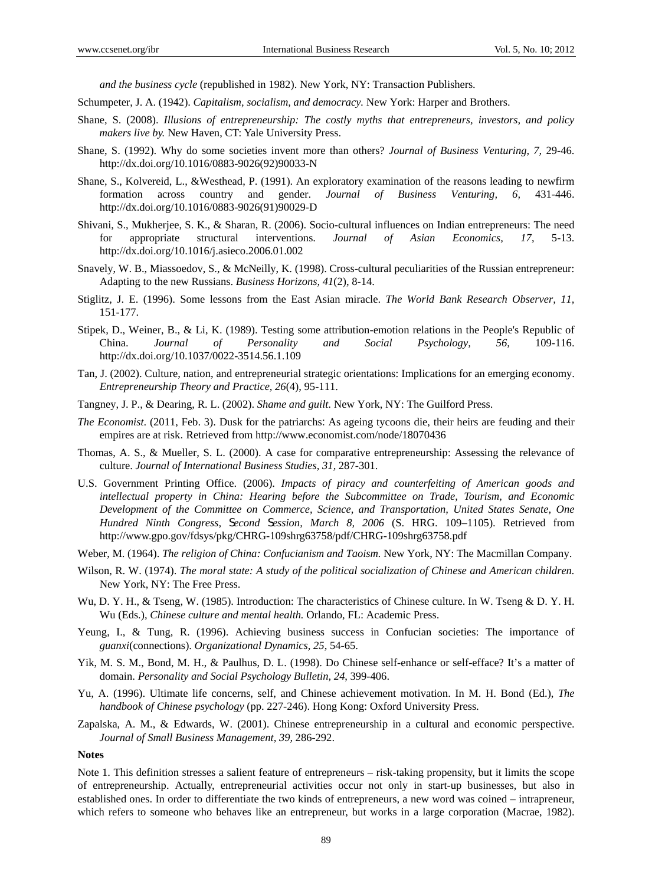*and the business cycle* (republished in 1982). New York, NY: Transaction Publishers.

Schumpeter, J. A. (1942). *Capitalism, socialism, and democracy.* New York: Harper and Brothers.

Shane, S. (2008). *Illusions of entrepreneurship: The costly myths that entrepreneurs, investors, and policy makers live by.* New Haven, CT: Yale University Press.

Shane, S. (1992). Why do some societies invent more than others? *Journal of Business Venturing, 7,* 29-46. http://dx.doi.org/10.1016/0883-9026(92)90033-N

Shane, S., Kolvereid, L., &Westhead, P. (1991). An exploratory examination of the reasons leading to newfirm formation across country and gender. *Journal of Business Venturing, 6,* 431-446. http://dx.doi.org/10.1016/0883-9026(91)90029-D

Shivani, S., Mukherjee, S. K., & Sharan, R. (2006). Socio-cultural influences on Indian entrepreneurs: The need for appropriate structural interventions. *Journal of Asian Economics, 17*, 5-13. http://dx.doi.org/10.1016/j.asieco.2006.01.002

Snavely, W. B., Miassoedov, S., & McNeilly, K. (1998). Cross-cultural peculiarities of the Russian entrepreneur: Adapting to the new Russians. *Business Horizons, 41*(2), 8-14.

Stiglitz, J. E. (1996). Some lessons from the East Asian miracle. *The World Bank Research Observer, 11,* 151-177.

Stipek, D., Weiner, B., & Li, K. (1989). Testing some attribution-emotion relations in the People's Republic of China. *Journal of Personality and Social Psychology, 56,* 109-116. http://dx.doi.org/10.1037/0022-3514.56.1.109

Tan, J. (2002). Culture, nation, and entrepreneurial strategic orientations: Implications for an emerging economy. *Entrepreneurship Theory and Practice, 26*(4), 95-111.

Tangney, J. P., & Dearing, R. L. (2002). *Shame and guilt*. New York, NY: The Guilford Press.

*The Economist*. (2011, Feb. 3). Dusk for the patriarchs: As ageing tycoons die, their heirs are feuding and their empires are at risk. Retrieved from http://www.economist.com/node/18070436

Thomas, A. S., & Mueller, S. L. (2000). A case for comparative entrepreneurship: Assessing the relevance of culture. *Journal of International Business Studies, 31,* 287-301.

U.S. Government Printing Office. (2006). *Impacts of piracy and counterfeiting of American goods and intellectual property in China: Hearing before the Subcommittee on Trade, Tourism, and Economic Development of the Committee on Commerce, Science, and Transportation, United States Senate, One Hundred Ninth Congress, Second Session, March 8, 2006* (S. HRG. 109–1105). Retrieved from http://www.gpo.gov/fdsys/pkg/CHRG-109shrg63758/pdf/CHRG-109shrg63758.pdf

Weber, M. (1964). *The religion of China: Confucianism and Taoism.* New York, NY: The Macmillan Company.

Wilson, R. W. (1974). *The moral state: A study of the political socialization of Chinese and American children.* New York, NY: The Free Press.

Wu, D. Y. H., & Tseng, W. (1985). Introduction: The characteristics of Chinese culture. In W. Tseng & D. Y. H. Wu (Eds.), *Chinese culture and mental health.* Orlando, FL: Academic Press.

Yeung, I., & Tung, R. (1996). Achieving business success in Confucian societies: The importance of *guanxi*(connections). *Organizational Dynamics, 25*, 54-65.

Yik, M. S. M., Bond, M. H., & Paulhus, D. L. (1998). Do Chinese self-enhance or self-efface? It's a matter of domain. *Personality and Social Psychology Bulletin, 24*, 399-406.

Yu, A. (1996). Ultimate life concerns, self, and Chinese achievement motivation. In M. H. Bond (Ed.), *The handbook of Chinese psychology* (pp. 227-246). Hong Kong: Oxford University Press.

Zapalska, A. M., & Edwards, W. (2001). Chinese entrepreneurship in a cultural and economic perspective. *Journal of Small Business Management, 39,* 286-292.

**Notes**

Note 1. This definition stresses a salient feature of entrepreneurs – risk-taking propensity, but it limits the scope of entrepreneurship. Actually, entrepreneurial activities occur not only in start-up businesses, but also in established ones. In order to differentiate the two kinds of entrepreneurs, a new word was coined – intrapreneur, which refers to someone who behaves like an entrepreneur, but works in a large corporation (Macrae, 1982).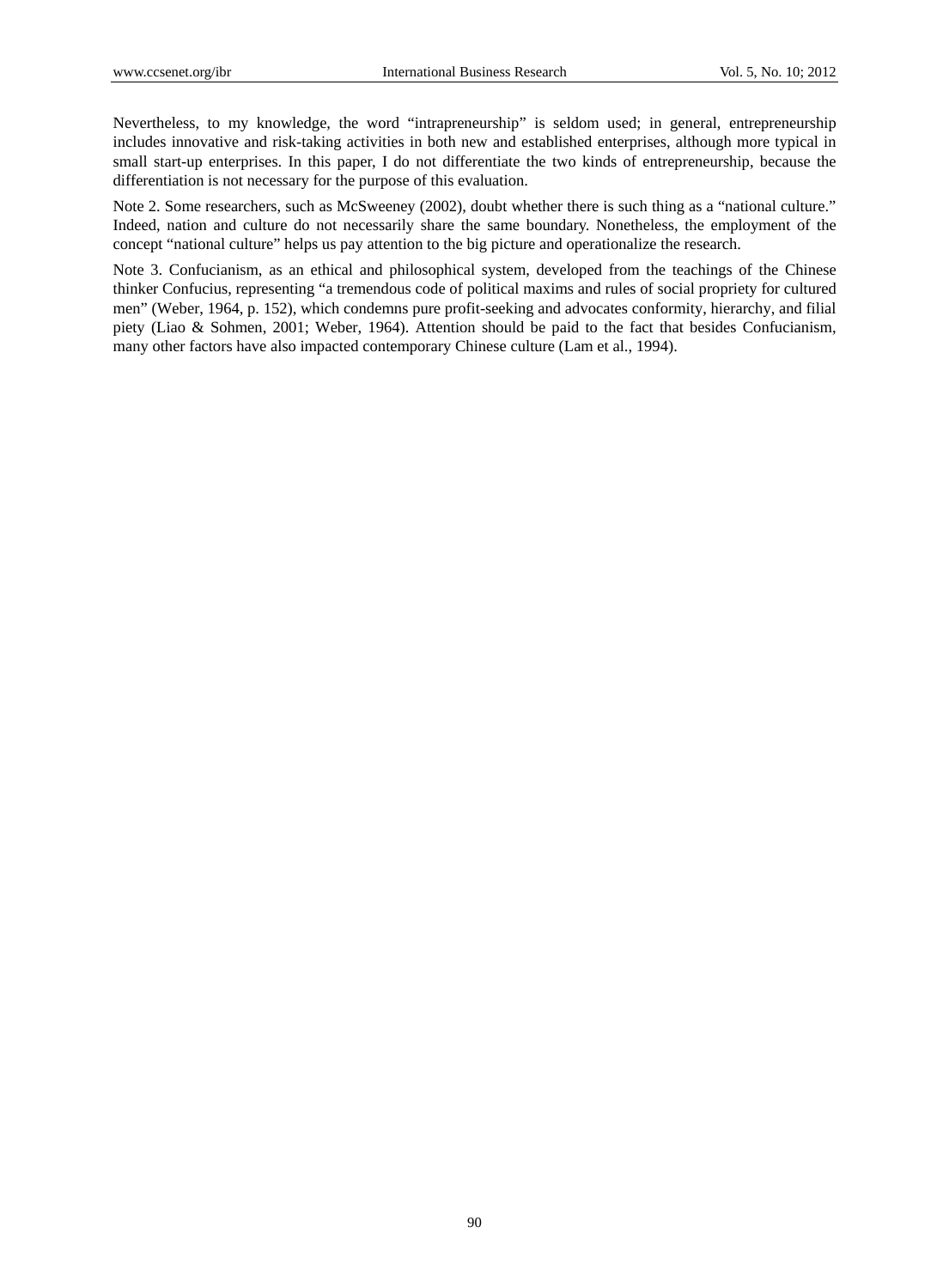Nevertheless, to my knowledge, the word "intrapreneurship" is seldom used; in general, entrepreneurship includes innovative and risk-taking activities in both new and established enterprises, although more typical in small start-up enterprises. In this paper, I do not differentiate the two kinds of entrepreneurship, because the differentiation is not necessary for the purpose of this evaluation.

Note 2. Some researchers, such as McSweeney (2002), doubt whether there is such thing as a "national culture." Indeed, nation and culture do not necessarily share the same boundary. Nonetheless, the employment of the concept "national culture" helps us pay attention to the big picture and operationalize the research.

Note 3. Confucianism, as an ethical and philosophical system, developed from the teachings of the Chinese thinker Confucius, representing "a tremendous code of political maxims and rules of social propriety for cultured men" (Weber, 1964, p. 152), which condemns pure profit-seeking and advocates conformity, hierarchy, and filial piety (Liao & Sohmen, 2001; Weber, 1964). Attention should be paid to the fact that besides Confucianism, many other factors have also impacted contemporary Chinese culture (Lam et al., 1994).